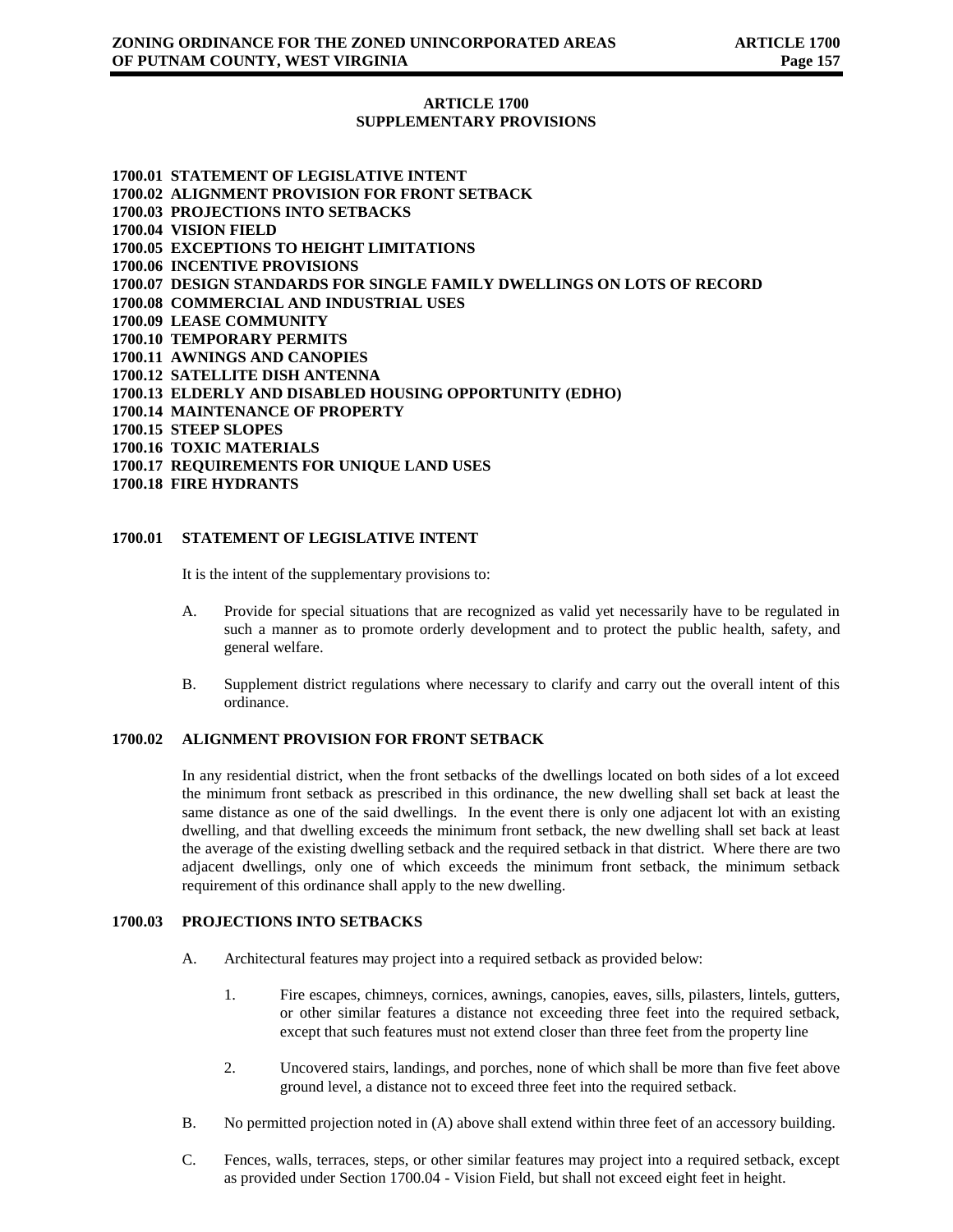# ARTICLE 1700
# SUPPLEMENTARY PROVISIONS

**1700.01 STATEMENT OF LEGISLATIVE INTENT**
**1700.02 ALIGNMENT PROVISION FOR FRONT SETBACK**
**1700.03 PROJECTIONS INTO SETBACKS**
**1700.04 VISION FIELD**
**1700.05 EXCEPTIONS TO HEIGHT LIMITATIONS**
**1700.06 INCENTIVE PROVISIONS**
**1700.07 DESIGN STANDARDS FOR SINGLE FAMILY DWELLINGS ON LOTS OF RECORD**
**1700.08 COMMERCIAL AND INDUSTRIAL USES**
**1700.09 LEASE COMMUNITY**
**1700.10 TEMPORARY PERMITS**
**1700.11 AWNINGS AND CANOPIES**
**1700.12 SATELLITE DISH ANTENNA**
**1700.13 ELDERLY AND DISABLED HOUSING OPPORTUNITY (EDHO)**
**1700.14 MAINTENANCE OF PROPERTY**
**1700.15 STEEP SLOPES**
**1700.16 TOXIC MATERIALS**
**1700.17 REQUIREMENTS FOR UNIQUE LAND USES**
**1700.18 FIRE HYDRANTS**

## 1700.01 STATEMENT OF LEGISLATIVE INTENT

It is the intent of the supplementary provisions to:

A. Provide for special situations that are recognized as valid yet necessarily have to be regulated in such a manner as to promote orderly development and to protect the public health, safety, and general welfare.

B. Supplement district regulations where necessary to clarify and carry out the overall intent of this ordinance.

## 1700.02 ALIGNMENT PROVISION FOR FRONT SETBACK

In any residential district, when the front setbacks of the dwellings located on both sides of a lot exceed the minimum front setback as prescribed in this ordinance, the new dwelling shall set back at least the same distance as one of the said dwellings. In the event there is only one adjacent lot with an existing dwelling, and that dwelling exceeds the minimum front setback, the new dwelling shall set back at least the average of the existing dwelling setback and the required setback in that district. Where there are two adjacent dwellings, only one of which exceeds the minimum front setback, the minimum setback requirement of this ordinance shall apply to the new dwelling.

## 1700.03 PROJECTIONS INTO SETBACKS

A. Architectural features may project into a required setback as provided below:

   1. Fire escapes, chimneys, cornices, awnings, canopies, eaves, sills, pilasters, lintels, gutters, or other similar features a distance not exceeding three feet into the required setback, except that such features must not extend closer than three feet from the property line

   2. Uncovered stairs, landings, and porches, none of which shall be more than five feet above ground level, a distance not to exceed three feet into the required setback.

B. No permitted projection noted in (A) above shall extend within three feet of an accessory building.

C. Fences, walls, terraces, steps, or other similar features may project into a required setback, except as provided under Section 1700.04 - Vision Field, but shall not exceed eight feet in height.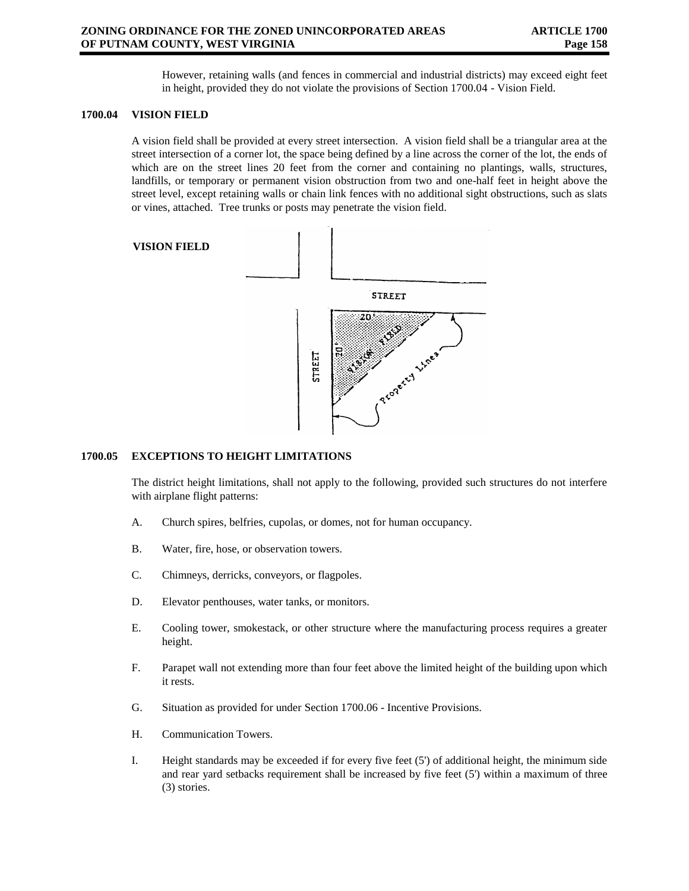However, retaining walls (and fences in commercial and industrial districts) may exceed eight feet in height, provided they do not violate the provisions of Section 1700.04 - Vision Field.

## 1700.04 VISION FIELD

A vision field shall be provided at every street intersection. A vision field shall be a triangular area at the street intersection of a corner lot, the space being defined by a line across the corner of the lot, the ends of which are on the street lines 20 feet from the corner and containing no plantings, walls, structures, landfills, or temporary or permanent vision obstruction from two and one-half feet in height above the street level, except retaining walls or chain link fences with no additional sight obstructions, such as slats or vines, attached. Tree trunks or posts may penetrate the vision field.

**VISION FIELD**

## 1700.05 EXCEPTIONS TO HEIGHT LIMITATIONS

The district height limitations, shall not apply to the following, provided such structures do not interfere with airplane flight patterns:

A. Church spires, belfries, cupolas, or domes, not for human occupancy.

B. Water, fire, hose, or observation towers.

C. Chimneys, derricks, conveyors, or flagpoles.

D. Elevator penthouses, water tanks, or monitors.

E. Cooling tower, smokestack, or other structure where the manufacturing process requires a greater height.

F. Parapet wall not extending more than four feet above the limited height of the building upon which it rests.

G. Situation as provided for under Section 1700.06 - Incentive Provisions.

H. Communication Towers.

I. Height standards may be exceeded if for every five feet (5') of additional height, the minimum side and rear yard setbacks requirement shall be increased by five feet (5') within a maximum of three (3) stories.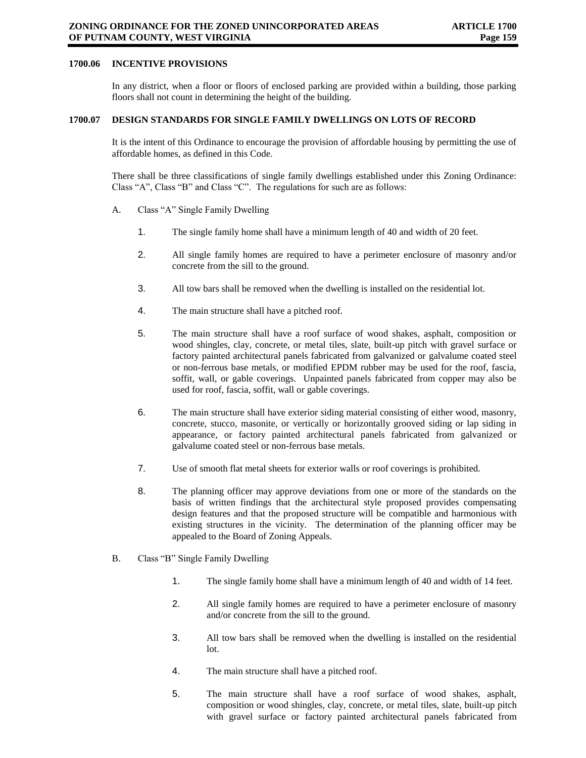### 1700.06 INCENTIVE PROVISIONS

In any district, when a floor or floors of enclosed parking are provided within a building, those parking floors shall not count in determining the height of the building.

### 1700.07 DESIGN STANDARDS FOR SINGLE FAMILY DWELLINGS ON LOTS OF RECORD

It is the intent of this Ordinance to encourage the provision of affordable housing by permitting the use of affordable homes, as defined in this Code.

There shall be three classifications of single family dwellings established under this Zoning Ordinance: Class "A", Class "B" and Class "C". The regulations for such are as follows:

A. Class "A" Single Family Dwelling

1. The single family home shall have a minimum length of 40 and width of 20 feet.
2. All single family homes are required to have a perimeter enclosure of masonry and/or concrete from the sill to the ground.
3. All tow bars shall be removed when the dwelling is installed on the residential lot.
4. The main structure shall have a pitched roof.
5. The main structure shall have a roof surface of wood shakes, asphalt, composition or wood shingles, clay, concrete, or metal tiles, slate, built-up pitch with gravel surface or factory painted architectural panels fabricated from galvanized or galvalume coated steel or non-ferrous base metals, or modified EPDM rubber may be used for the roof, fascia, soffit, wall, or gable coverings. Unpainted panels fabricated from copper may also be used for roof, fascia, soffit, wall or gable coverings.
6. The main structure shall have exterior siding material consisting of either wood, masonry, concrete, stucco, masonite, or vertically or horizontally grooved siding or lap siding in appearance, or factory painted architectural panels fabricated from galvanized or galvalume coated steel or non-ferrous base metals.
7. Use of smooth flat metal sheets for exterior walls or roof coverings is prohibited.
8. The planning officer may approve deviations from one or more of the standards on the basis of written findings that the architectural style proposed provides compensating design features and that the proposed structure will be compatible and harmonious with existing structures in the vicinity. The determination of the planning officer may be appealed to the Board of Zoning Appeals.

B. Class "B" Single Family Dwelling

1. The single family home shall have a minimum length of 40 and width of 14 feet.
2. All single family homes are required to have a perimeter enclosure of masonry and/or concrete from the sill to the ground.
3. All tow bars shall be removed when the dwelling is installed on the residential lot.
4. The main structure shall have a pitched roof.
5. The main structure shall have a roof surface of wood shakes, asphalt, composition or wood shingles, clay, concrete, or metal tiles, slate, built-up pitch with gravel surface or factory painted architectural panels fabricated from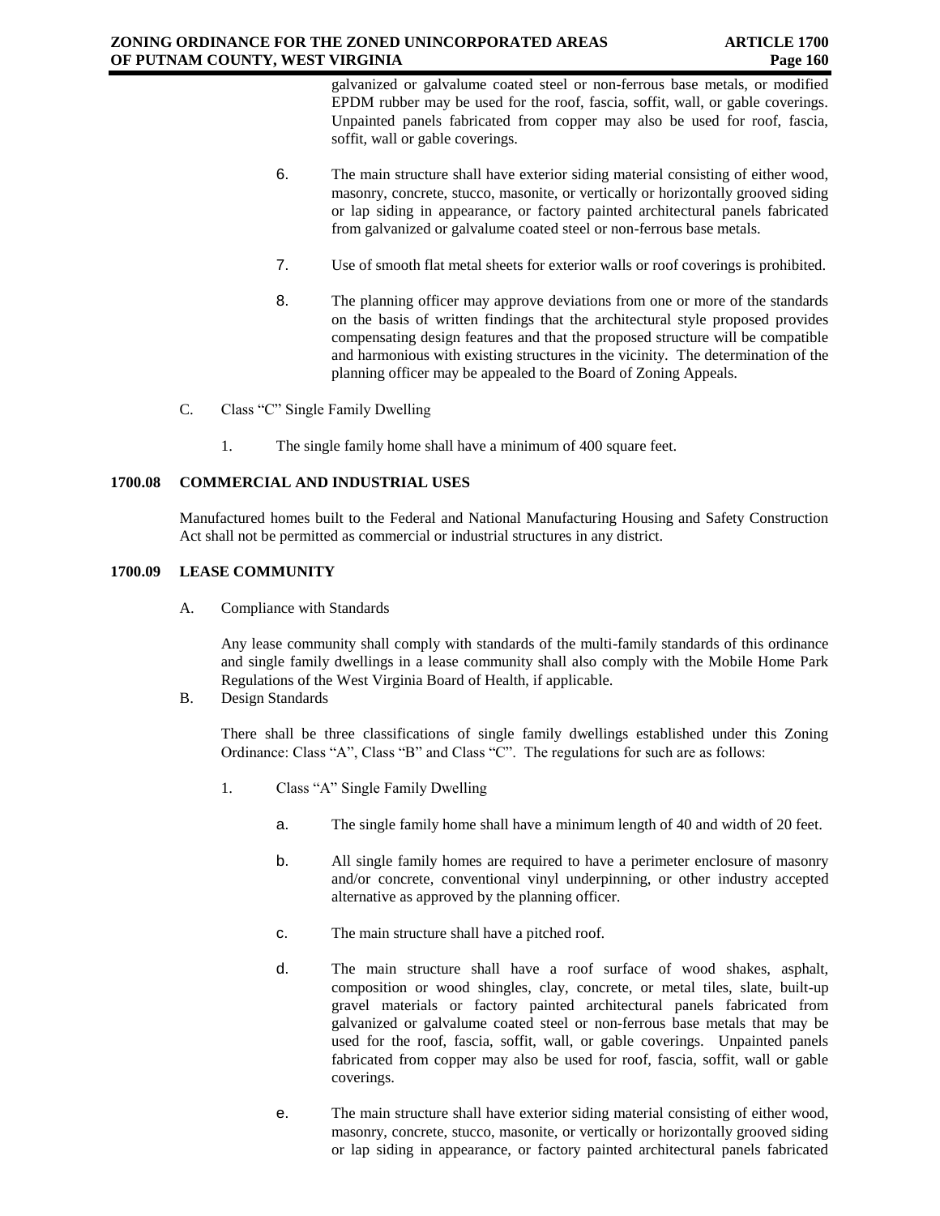galvanized or galvalume coated steel or non-ferrous base metals, or modified EPDM rubber may be used for the roof, fascia, soffit, wall, or gable coverings. Unpainted panels fabricated from copper may also be used for roof, fascia, soffit, wall or gable coverings.

6. The main structure shall have exterior siding material consisting of either wood, masonry, concrete, stucco, masonite, or vertically or horizontally grooved siding or lap siding in appearance, or factory painted architectural panels fabricated from galvanized or galvalume coated steel or non-ferrous base metals.

7. Use of smooth flat metal sheets for exterior walls or roof coverings is prohibited.

8. The planning officer may approve deviations from one or more of the standards on the basis of written findings that the architectural style proposed provides compensating design features and that the proposed structure will be compatible and harmonious with existing structures in the vicinity. The determination of the planning officer may be appealed to the Board of Zoning Appeals.

C. Class "C" Single Family Dwelling

1. The single family home shall have a minimum of 400 square feet.

## 1700.08 COMMERCIAL AND INDUSTRIAL USES

Manufactured homes built to the Federal and National Manufacturing Housing and Safety Construction Act shall not be permitted as commercial or industrial structures in any district.

## 1700.09 LEASE COMMUNITY

A. Compliance with Standards

Any lease community shall comply with standards of the multi-family standards of this ordinance and single family dwellings in a lease community shall also comply with the Mobile Home Park Regulations of the West Virginia Board of Health, if applicable.

B. Design Standards

There shall be three classifications of single family dwellings established under this Zoning Ordinance: Class "A", Class "B" and Class "C". The regulations for such are as follows:

1. Class "A" Single Family Dwelling

a. The single family home shall have a minimum length of 40 and width of 20 feet.

b. All single family homes are required to have a perimeter enclosure of masonry and/or concrete, conventional vinyl underpinning, or other industry accepted alternative as approved by the planning officer.

c. The main structure shall have a pitched roof.

d. The main structure shall have a roof surface of wood shakes, asphalt, composition or wood shingles, clay, concrete, or metal tiles, slate, built-up gravel materials or factory painted architectural panels fabricated from galvanized or galvalume coated steel or non-ferrous base metals that may be used for the roof, fascia, soffit, wall, or gable coverings. Unpainted panels fabricated from copper may also be used for roof, fascia, soffit, wall or gable coverings.

e. The main structure shall have exterior siding material consisting of either wood, masonry, concrete, stucco, masonite, or vertically or horizontally grooved siding or lap siding in appearance, or factory painted architectural panels fabricated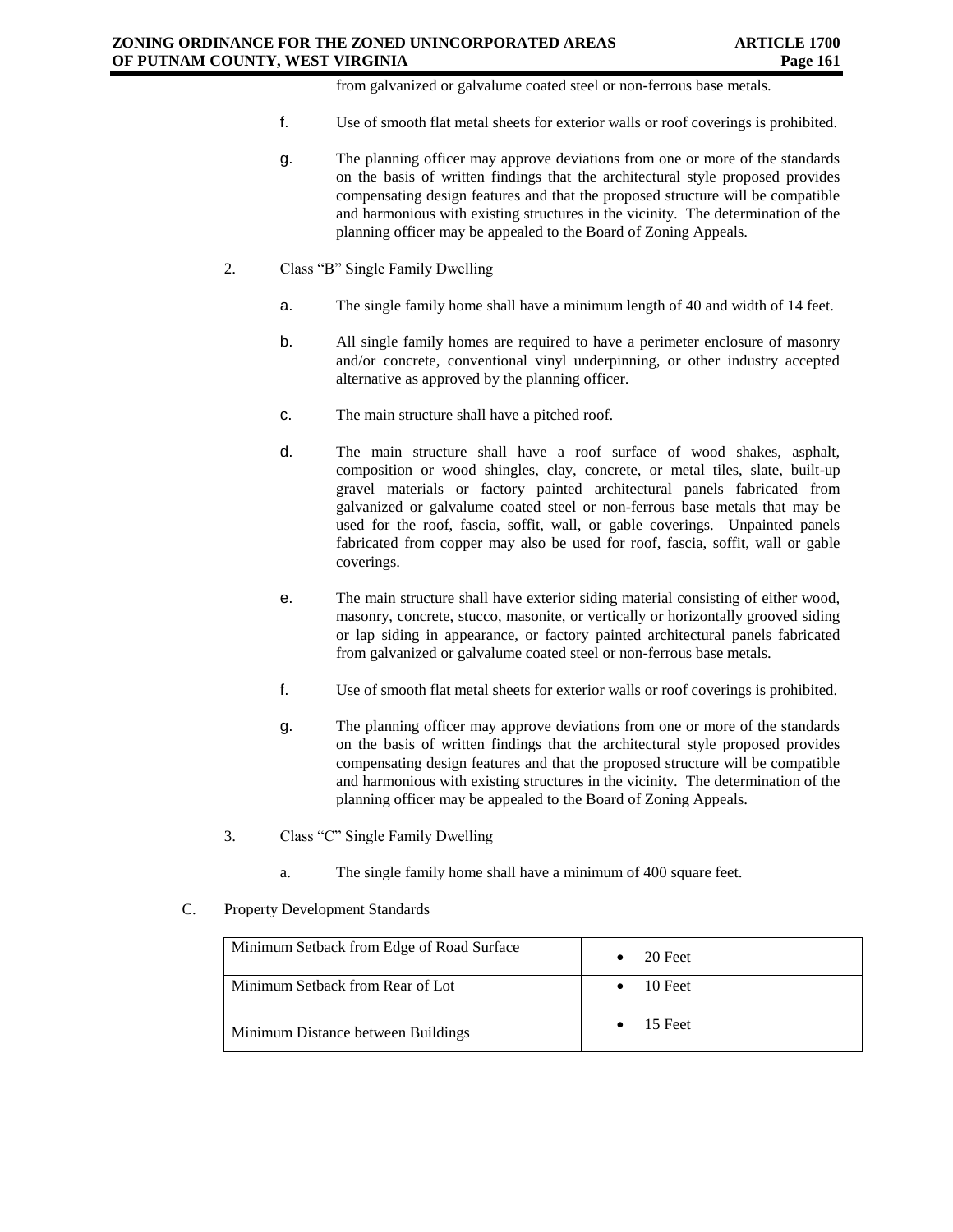from galvanized or galvalume coated steel or non-ferrous base metals.

f. Use of smooth flat metal sheets for exterior walls or roof coverings is prohibited.

g. The planning officer may approve deviations from one or more of the standards on the basis of written findings that the architectural style proposed provides compensating design features and that the proposed structure will be compatible and harmonious with existing structures in the vicinity. The determination of the planning officer may be appealed to the Board of Zoning Appeals.

2. Class "B" Single Family Dwelling

a. The single family home shall have a minimum length of 40 and width of 14 feet.

b. All single family homes are required to have a perimeter enclosure of masonry and/or concrete, conventional vinyl underpinning, or other industry accepted alternative as approved by the planning officer.

c. The main structure shall have a pitched roof.

d. The main structure shall have a roof surface of wood shakes, asphalt, composition or wood shingles, clay, concrete, or metal tiles, slate, built-up gravel materials or factory painted architectural panels fabricated from galvanized or galvalume coated steel or non-ferrous base metals that may be used for the roof, fascia, soffit, wall, or gable coverings. Unpainted panels fabricated from copper may also be used for roof, fascia, soffit, wall or gable coverings.

e. The main structure shall have exterior siding material consisting of either wood, masonry, concrete, stucco, masonite, or vertically or horizontally grooved siding or lap siding in appearance, or factory painted architectural panels fabricated from galvanized or galvalume coated steel or non-ferrous base metals.

f. Use of smooth flat metal sheets for exterior walls or roof coverings is prohibited.

g. The planning officer may approve deviations from one or more of the standards on the basis of written findings that the architectural style proposed provides compensating design features and that the proposed structure will be compatible and harmonious with existing structures in the vicinity. The determination of the planning officer may be appealed to the Board of Zoning Appeals.

3. Class "C" Single Family Dwelling

a. The single family home shall have a minimum of 400 square feet.

C. Property Development Standards

| | |
|---|---|
| Minimum Setback from Edge of Road Surface | • 20 Feet |
| Minimum Setback from Rear of Lot | • 10 Feet |
| Minimum Distance between Buildings | • 15 Feet |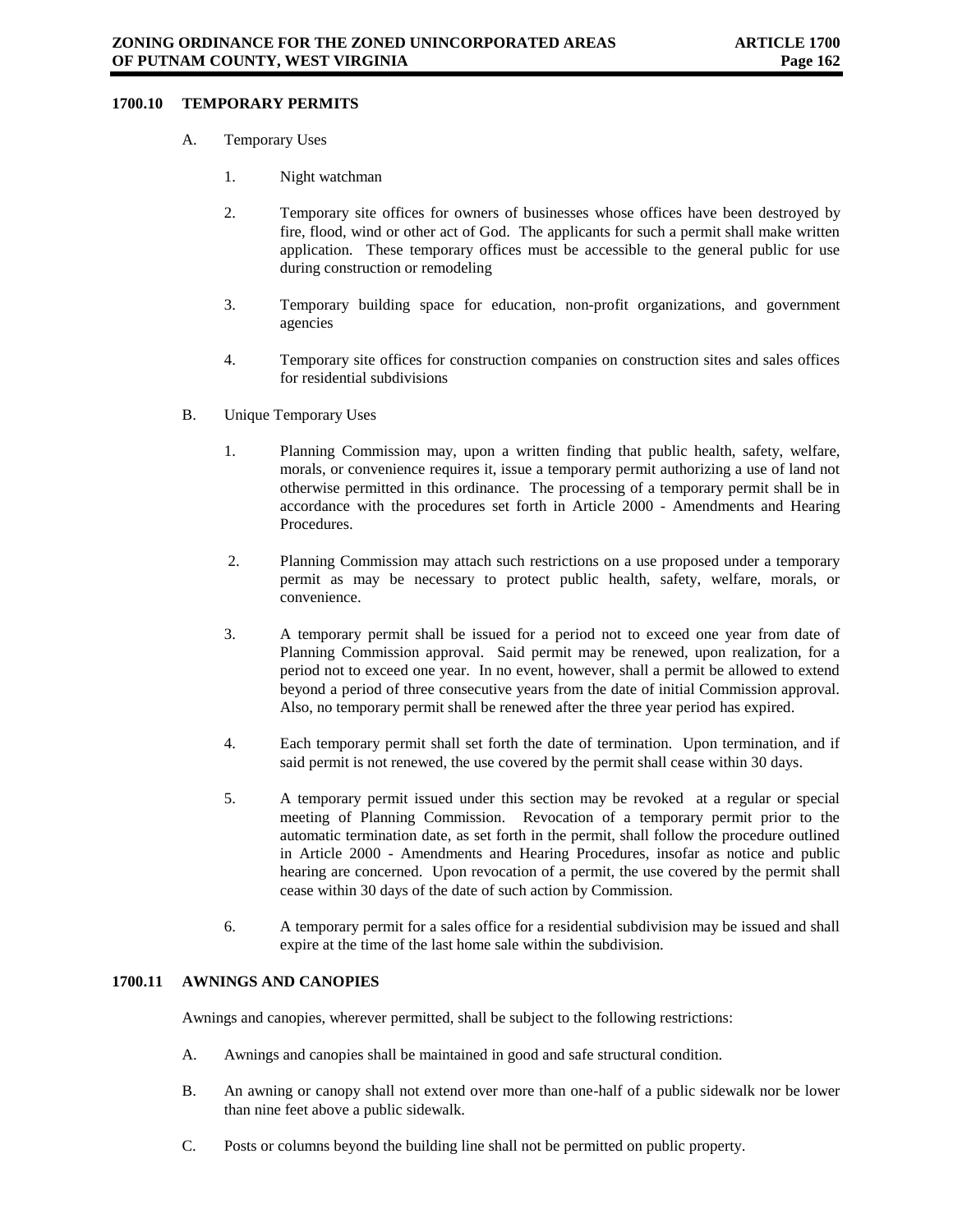## 1700.10 TEMPORARY PERMITS

A. Temporary Uses

1. Night watchman

2. Temporary site offices for owners of businesses whose offices have been destroyed by fire, flood, wind or other act of God. The applicants for such a permit shall make written application. These temporary offices must be accessible to the general public for use during construction or remodeling

3. Temporary building space for education, non-profit organizations, and government agencies

4. Temporary site offices for construction companies on construction sites and sales offices for residential subdivisions

B. Unique Temporary Uses

1. Planning Commission may, upon a written finding that public health, safety, welfare, morals, or convenience requires it, issue a temporary permit authorizing a use of land not otherwise permitted in this ordinance. The processing of a temporary permit shall be in accordance with the procedures set forth in Article 2000 - Amendments and Hearing Procedures.

2. Planning Commission may attach such restrictions on a use proposed under a temporary permit as may be necessary to protect public health, safety, welfare, morals, or convenience.

3. A temporary permit shall be issued for a period not to exceed one year from date of Planning Commission approval. Said permit may be renewed, upon realization, for a period not to exceed one year. In no event, however, shall a permit be allowed to extend beyond a period of three consecutive years from the date of initial Commission approval. Also, no temporary permit shall be renewed after the three year period has expired.

4. Each temporary permit shall set forth the date of termination. Upon termination, and if said permit is not renewed, the use covered by the permit shall cease within 30 days.

5. A temporary permit issued under this section may be revoked at a regular or special meeting of Planning Commission. Revocation of a temporary permit prior to the automatic termination date, as set forth in the permit, shall follow the procedure outlined in Article 2000 - Amendments and Hearing Procedures, insofar as notice and public hearing are concerned. Upon revocation of a permit, the use covered by the permit shall cease within 30 days of the date of such action by Commission.

6. A temporary permit for a sales office for a residential subdivision may be issued and shall expire at the time of the last home sale within the subdivision.

## 1700.11 AWNINGS AND CANOPIES

Awnings and canopies, wherever permitted, shall be subject to the following restrictions:

A. Awnings and canopies shall be maintained in good and safe structural condition.

B. An awning or canopy shall not extend over more than one-half of a public sidewalk nor be lower than nine feet above a public sidewalk.

C. Posts or columns beyond the building line shall not be permitted on public property.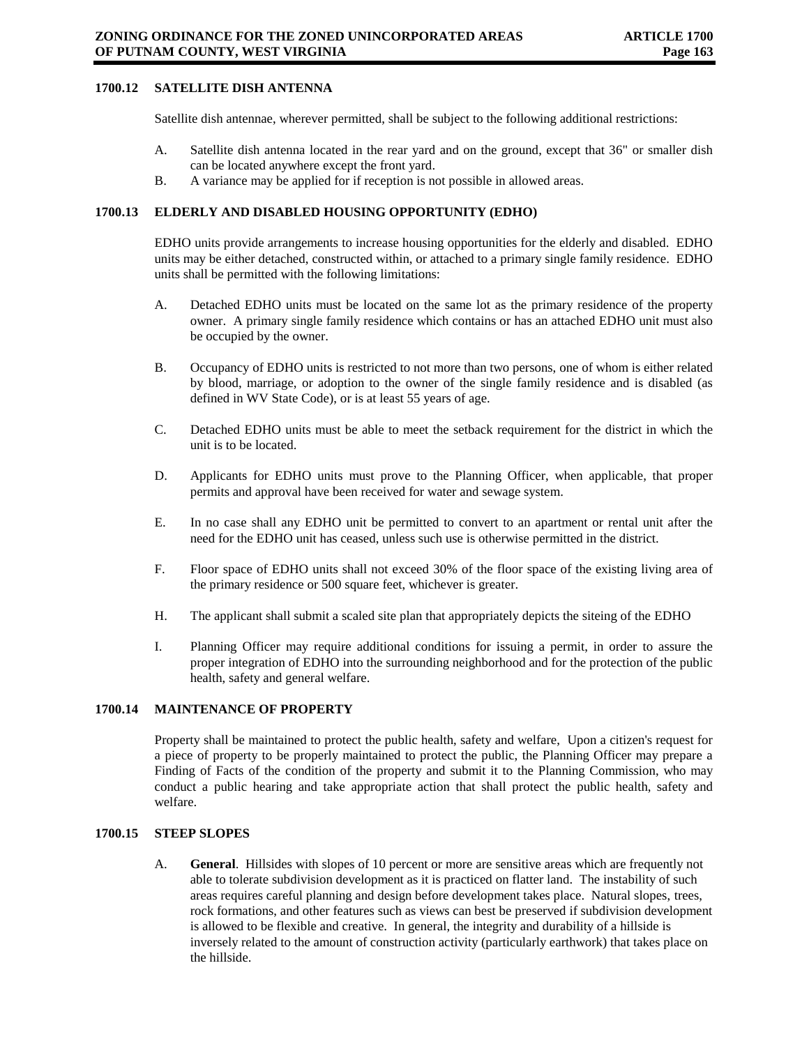## 1700.12 SATELLITE DISH ANTENNA

Satellite dish antennae, wherever permitted, shall be subject to the following additional restrictions:

A. Satellite dish antenna located in the rear yard and on the ground, except that 36" or smaller dish can be located anywhere except the front yard.

B. A variance may be applied for if reception is not possible in allowed areas.

## 1700.13 ELDERLY AND DISABLED HOUSING OPPORTUNITY (EDHO)

EDHO units provide arrangements to increase housing opportunities for the elderly and disabled. EDHO units may be either detached, constructed within, or attached to a primary single family residence. EDHO units shall be permitted with the following limitations:

A. Detached EDHO units must be located on the same lot as the primary residence of the property owner. A primary single family residence which contains or has an attached EDHO unit must also be occupied by the owner.

B. Occupancy of EDHO units is restricted to not more than two persons, one of whom is either related by blood, marriage, or adoption to the owner of the single family residence and is disabled (as defined in WV State Code), or is at least 55 years of age.

C. Detached EDHO units must be able to meet the setback requirement for the district in which the unit is to be located.

D. Applicants for EDHO units must prove to the Planning Officer, when applicable, that proper permits and approval have been received for water and sewage system.

E. In no case shall any EDHO unit be permitted to convert to an apartment or rental unit after the need for the EDHO unit has ceased, unless such use is otherwise permitted in the district.

F. Floor space of EDHO units shall not exceed 30% of the floor space of the existing living area of the primary residence or 500 square feet, whichever is greater.

H. The applicant shall submit a scaled site plan that appropriately depicts the siteing of the EDHO

I. Planning Officer may require additional conditions for issuing a permit, in order to assure the proper integration of EDHO into the surrounding neighborhood and for the protection of the public health, safety and general welfare.

## 1700.14 MAINTENANCE OF PROPERTY

Property shall be maintained to protect the public health, safety and welfare, Upon a citizen's request for a piece of property to be properly maintained to protect the public, the Planning Officer may prepare a Finding of Facts of the condition of the property and submit it to the Planning Commission, who may conduct a public hearing and take appropriate action that shall protect the public health, safety and welfare.

## 1700.15 STEEP SLOPES

A. **General**. Hillsides with slopes of 10 percent or more are sensitive areas which are frequently not able to tolerate subdivision development as it is practiced on flatter land. The instability of such areas requires careful planning and design before development takes place. Natural slopes, trees, rock formations, and other features such as views can best be preserved if subdivision development is allowed to be flexible and creative. In general, the integrity and durability of a hillside is inversely related to the amount of construction activity (particularly earthwork) that takes place on the hillside.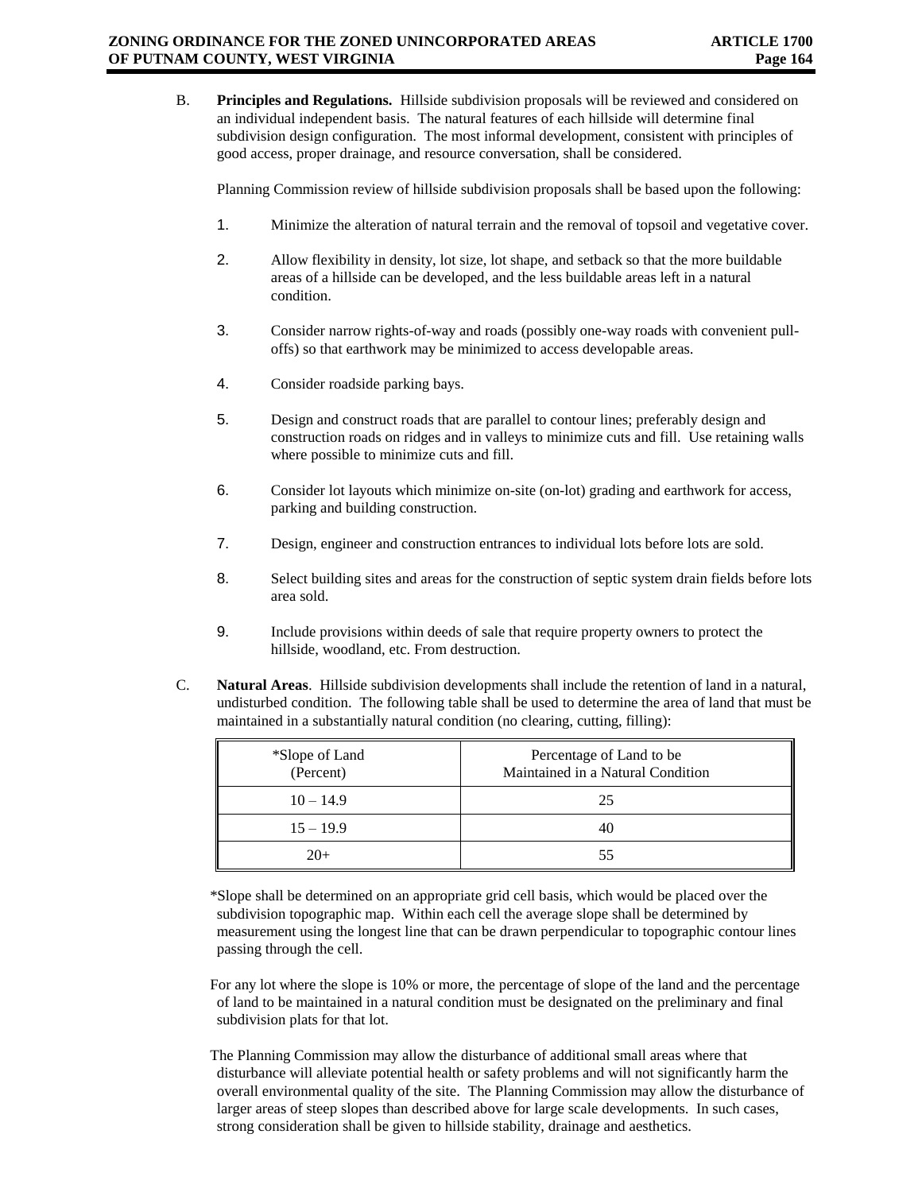B. **Principles and Regulations.** Hillside subdivision proposals will be reviewed and considered on an individual independent basis. The natural features of each hillside will determine final subdivision design configuration. The most informal development, consistent with principles of good access, proper drainage, and resource conversation, shall be considered.

Planning Commission review of hillside subdivision proposals shall be based upon the following:

1. Minimize the alteration of natural terrain and the removal of topsoil and vegetative cover.
2. Allow flexibility in density, lot size, lot shape, and setback so that the more buildable areas of a hillside can be developed, and the less buildable areas left in a natural condition.
3. Consider narrow rights-of-way and roads (possibly one-way roads with convenient pull-offs) so that earthwork may be minimized to access developable areas.
4. Consider roadside parking bays.
5. Design and construct roads that are parallel to contour lines; preferably design and construction roads on ridges and in valleys to minimize cuts and fill. Use retaining walls where possible to minimize cuts and fill.
6. Consider lot layouts which minimize on-site (on-lot) grading and earthwork for access, parking and building construction.
7. Design, engineer and construction entrances to individual lots before lots are sold.
8. Select building sites and areas for the construction of septic system drain fields before lots area sold.
9. Include provisions within deeds of sale that require property owners to protect the hillside, woodland, etc. From destruction.

C. **Natural Areas**. Hillside subdivision developments shall include the retention of land in a natural, undisturbed condition. The following table shall be used to determine the area of land that must be maintained in a substantially natural condition (no clearing, cutting, filling):

| *Slope of Land (Percent) | Percentage of Land to be Maintained in a Natural Condition |
|---|---|
| 10 – 14.9 | 25 |
| 15 – 19.9 | 40 |
| 20+ | 55 |

*Slope shall be determined on an appropriate grid cell basis, which would be placed over the subdivision topographic map. Within each cell the average slope shall be determined by measurement using the longest line that can be drawn perpendicular to topographic contour lines passing through the cell.

For any lot where the slope is 10% or more, the percentage of slope of the land and the percentage of land to be maintained in a natural condition must be designated on the preliminary and final subdivision plats for that lot.

The Planning Commission may allow the disturbance of additional small areas where that disturbance will alleviate potential health or safety problems and will not significantly harm the overall environmental quality of the site. The Planning Commission may allow the disturbance of larger areas of steep slopes than described above for large scale developments. In such cases, strong consideration shall be given to hillside stability, drainage and aesthetics.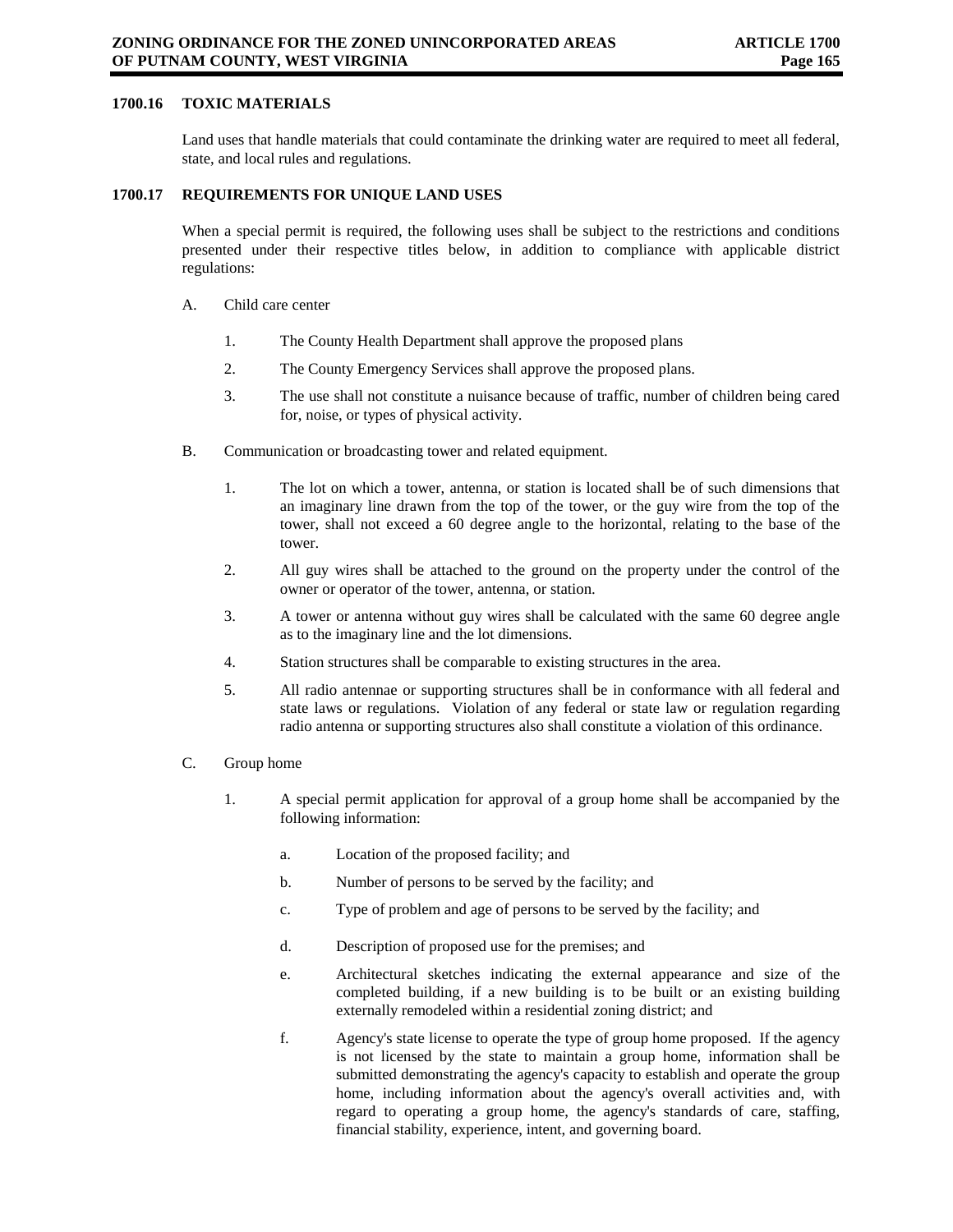### 1700.16 TOXIC MATERIALS

Land uses that handle materials that could contaminate the drinking water are required to meet all federal, state, and local rules and regulations.

### 1700.17 REQUIREMENTS FOR UNIQUE LAND USES

When a special permit is required, the following uses shall be subject to the restrictions and conditions presented under their respective titles below, in addition to compliance with applicable district regulations:

A. Child care center

1. The County Health Department shall approve the proposed plans
2. The County Emergency Services shall approve the proposed plans.
3. The use shall not constitute a nuisance because of traffic, number of children being cared for, noise, or types of physical activity.

B. Communication or broadcasting tower and related equipment.

1. The lot on which a tower, antenna, or station is located shall be of such dimensions that an imaginary line drawn from the top of the tower, or the guy wire from the top of the tower, shall not exceed a 60 degree angle to the horizontal, relating to the base of the tower.
2. All guy wires shall be attached to the ground on the property under the control of the owner or operator of the tower, antenna, or station.
3. A tower or antenna without guy wires shall be calculated with the same 60 degree angle as to the imaginary line and the lot dimensions.
4. Station structures shall be comparable to existing structures in the area.
5. All radio antennae or supporting structures shall be in conformance with all federal and state laws or regulations. Violation of any federal or state law or regulation regarding radio antenna or supporting structures also shall constitute a violation of this ordinance.

C. Group home

1. A special permit application for approval of a group home shall be accompanied by the following information:

   a. Location of the proposed facility; and

   b. Number of persons to be served by the facility; and

   c. Type of problem and age of persons to be served by the facility; and

   d. Description of proposed use for the premises; and

   e. Architectural sketches indicating the external appearance and size of the completed building, if a new building is to be built or an existing building externally remodeled within a residential zoning district; and

   f. Agency's state license to operate the type of group home proposed. If the agency is not licensed by the state to maintain a group home, information shall be submitted demonstrating the agency's capacity to establish and operate the group home, including information about the agency's overall activities and, with regard to operating a group home, the agency's standards of care, staffing, financial stability, experience, intent, and governing board.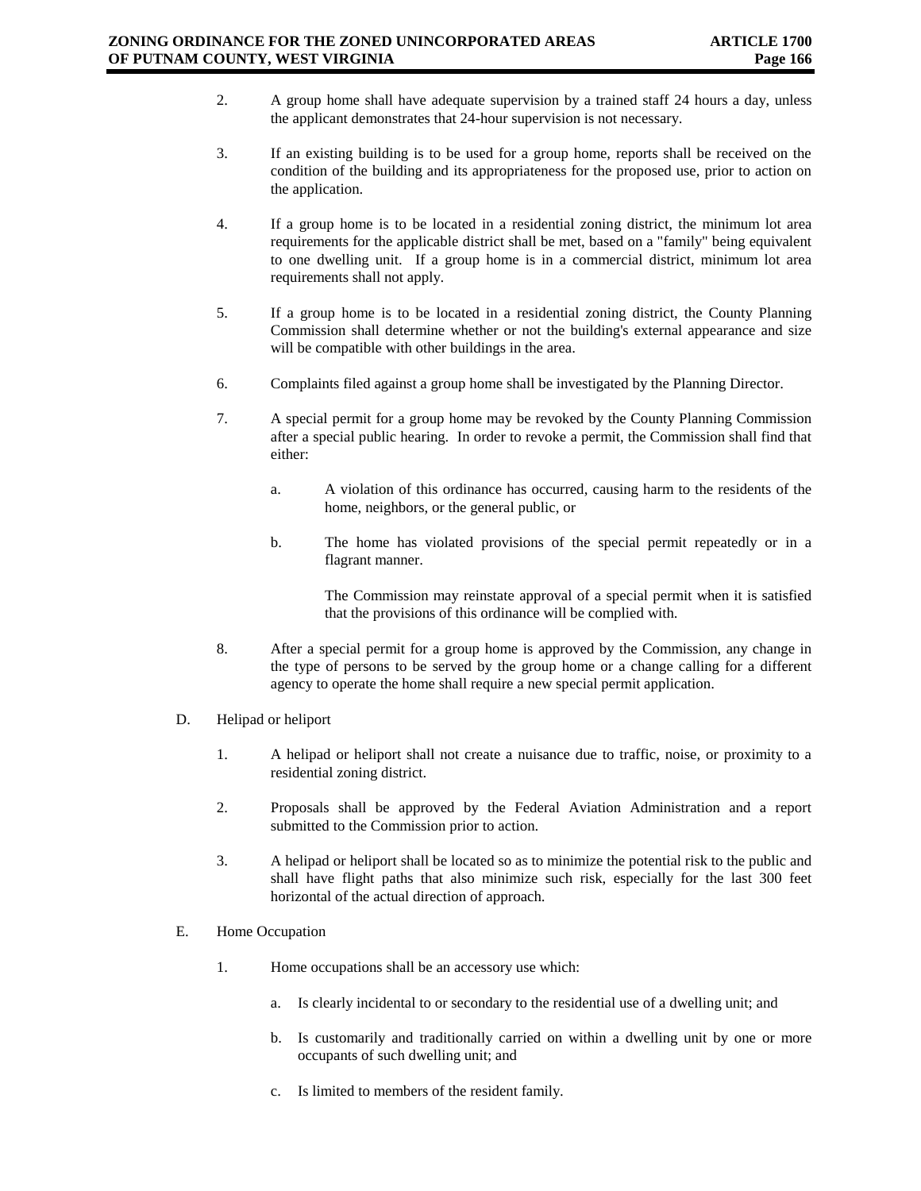2. A group home shall have adequate supervision by a trained staff 24 hours a day, unless the applicant demonstrates that 24-hour supervision is not necessary.

3. If an existing building is to be used for a group home, reports shall be received on the condition of the building and its appropriateness for the proposed use, prior to action on the application.

4. If a group home is to be located in a residential zoning district, the minimum lot area requirements for the applicable district shall be met, based on a "family" being equivalent to one dwelling unit. If a group home is in a commercial district, minimum lot area requirements shall not apply.

5. If a group home is to be located in a residential zoning district, the County Planning Commission shall determine whether or not the building's external appearance and size will be compatible with other buildings in the area.

6. Complaints filed against a group home shall be investigated by the Planning Director.

7. A special permit for a group home may be revoked by the County Planning Commission after a special public hearing. In order to revoke a permit, the Commission shall find that either:

   a. A violation of this ordinance has occurred, causing harm to the residents of the home, neighbors, or the general public, or

   b. The home has violated provisions of the special permit repeatedly or in a flagrant manner.

   The Commission may reinstate approval of a special permit when it is satisfied that the provisions of this ordinance will be complied with.

8. After a special permit for a group home is approved by the Commission, any change in the type of persons to be served by the group home or a change calling for a different agency to operate the home shall require a new special permit application.

D. Helipad or heliport

1. A helipad or heliport shall not create a nuisance due to traffic, noise, or proximity to a residential zoning district.

2. Proposals shall be approved by the Federal Aviation Administration and a report submitted to the Commission prior to action.

3. A helipad or heliport shall be located so as to minimize the potential risk to the public and shall have flight paths that also minimize such risk, especially for the last 300 feet horizontal of the actual direction of approach.

E. Home Occupation

1. Home occupations shall be an accessory use which:

   a. Is clearly incidental to or secondary to the residential use of a dwelling unit; and

   b. Is customarily and traditionally carried on within a dwelling unit by one or more occupants of such dwelling unit; and

   c. Is limited to members of the resident family.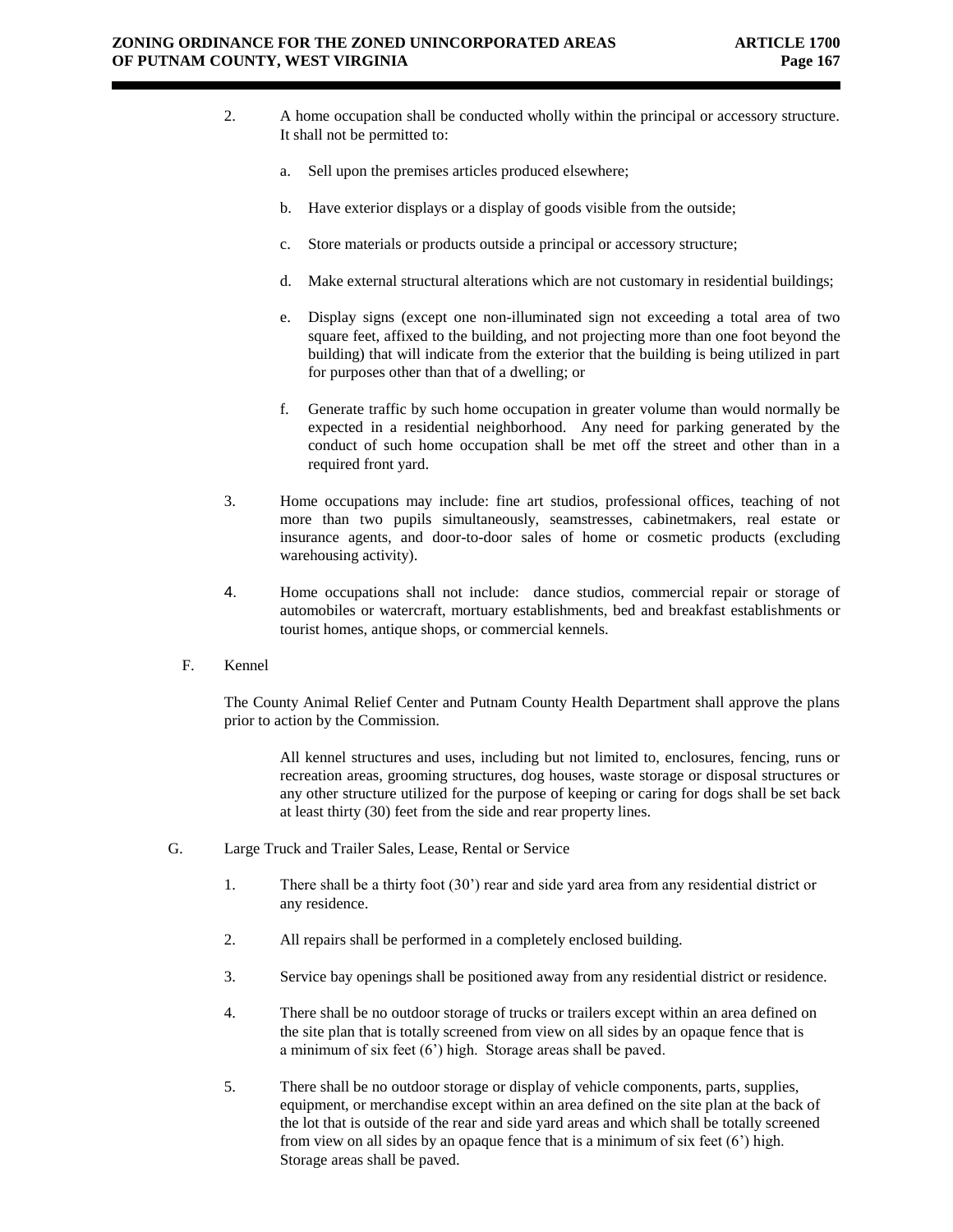2. A home occupation shall be conducted wholly within the principal or accessory structure. It shall not be permitted to:

   a. Sell upon the premises articles produced elsewhere;

   b. Have exterior displays or a display of goods visible from the outside;

   c. Store materials or products outside a principal or accessory structure;

   d. Make external structural alterations which are not customary in residential buildings;

   e. Display signs (except one non-illuminated sign not exceeding a total area of two square feet, affixed to the building, and not projecting more than one foot beyond the building) that will indicate from the exterior that the building is being utilized in part for purposes other than that of a dwelling; or

   f. Generate traffic by such home occupation in greater volume than would normally be expected in a residential neighborhood. Any need for parking generated by the conduct of such home occupation shall be met off the street and other than in a required front yard.

3. Home occupations may include: fine art studios, professional offices, teaching of not more than two pupils simultaneously, seamstresses, cabinetmakers, real estate or insurance agents, and door-to-door sales of home or cosmetic products (excluding warehousing activity).

4. Home occupations shall not include: dance studios, commercial repair or storage of automobiles or watercraft, mortuary establishments, bed and breakfast establishments or tourist homes, antique shops, or commercial kennels.

F. Kennel

The County Animal Relief Center and Putnam County Health Department shall approve the plans prior to action by the Commission.

All kennel structures and uses, including but not limited to, enclosures, fencing, runs or recreation areas, grooming structures, dog houses, waste storage or disposal structures or any other structure utilized for the purpose of keeping or caring for dogs shall be set back at least thirty (30) feet from the side and rear property lines.

G. Large Truck and Trailer Sales, Lease, Rental or Service

1. There shall be a thirty foot (30') rear and side yard area from any residential district or any residence.

2. All repairs shall be performed in a completely enclosed building.

3. Service bay openings shall be positioned away from any residential district or residence.

4. There shall be no outdoor storage of trucks or trailers except within an area defined on the site plan that is totally screened from view on all sides by an opaque fence that is a minimum of six feet (6') high. Storage areas shall be paved.

5. There shall be no outdoor storage or display of vehicle components, parts, supplies, equipment, or merchandise except within an area defined on the site plan at the back of the lot that is outside of the rear and side yard areas and which shall be totally screened from view on all sides by an opaque fence that is a minimum of six feet (6') high. Storage areas shall be paved.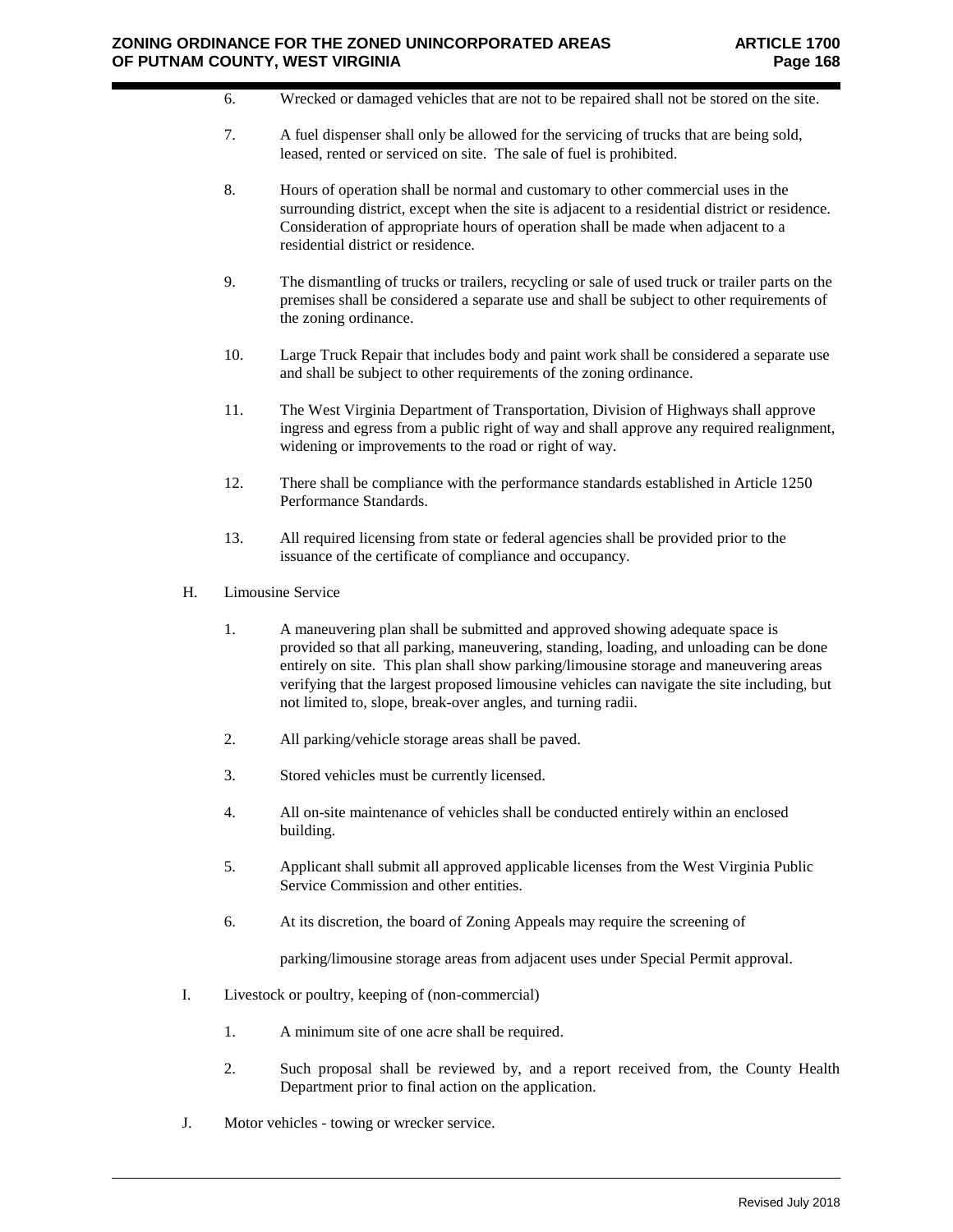6. Wrecked or damaged vehicles that are not to be repaired shall not be stored on the site.

7. A fuel dispenser shall only be allowed for the servicing of trucks that are being sold, leased, rented or serviced on site. The sale of fuel is prohibited.

8. Hours of operation shall be normal and customary to other commercial uses in the surrounding district, except when the site is adjacent to a residential district or residence. Consideration of appropriate hours of operation shall be made when adjacent to a residential district or residence.

9. The dismantling of trucks or trailers, recycling or sale of used truck or trailer parts on the premises shall be considered a separate use and shall be subject to other requirements of the zoning ordinance.

10. Large Truck Repair that includes body and paint work shall be considered a separate use and shall be subject to other requirements of the zoning ordinance.

11. The West Virginia Department of Transportation, Division of Highways shall approve ingress and egress from a public right of way and shall approve any required realignment, widening or improvements to the road or right of way.

12. There shall be compliance with the performance standards established in Article 1250 Performance Standards.

13. All required licensing from state or federal agencies shall be provided prior to the issuance of the certificate of compliance and occupancy.

H. Limousine Service

1. A maneuvering plan shall be submitted and approved showing adequate space is provided so that all parking, maneuvering, standing, loading, and unloading can be done entirely on site. This plan shall show parking/limousine storage and maneuvering areas verifying that the largest proposed limousine vehicles can navigate the site including, but not limited to, slope, break-over angles, and turning radii.

2. All parking/vehicle storage areas shall be paved.

3. Stored vehicles must be currently licensed.

4. All on-site maintenance of vehicles shall be conducted entirely within an enclosed building.

5. Applicant shall submit all approved applicable licenses from the West Virginia Public Service Commission and other entities.

6. At its discretion, the board of Zoning Appeals may require the screening of parking/limousine storage areas from adjacent uses under Special Permit approval.

I. Livestock or poultry, keeping of (non-commercial)

1. A minimum site of one acre shall be required.

2. Such proposal shall be reviewed by, and a report received from, the County Health Department prior to final action on the application.

J. Motor vehicles - towing or wrecker service.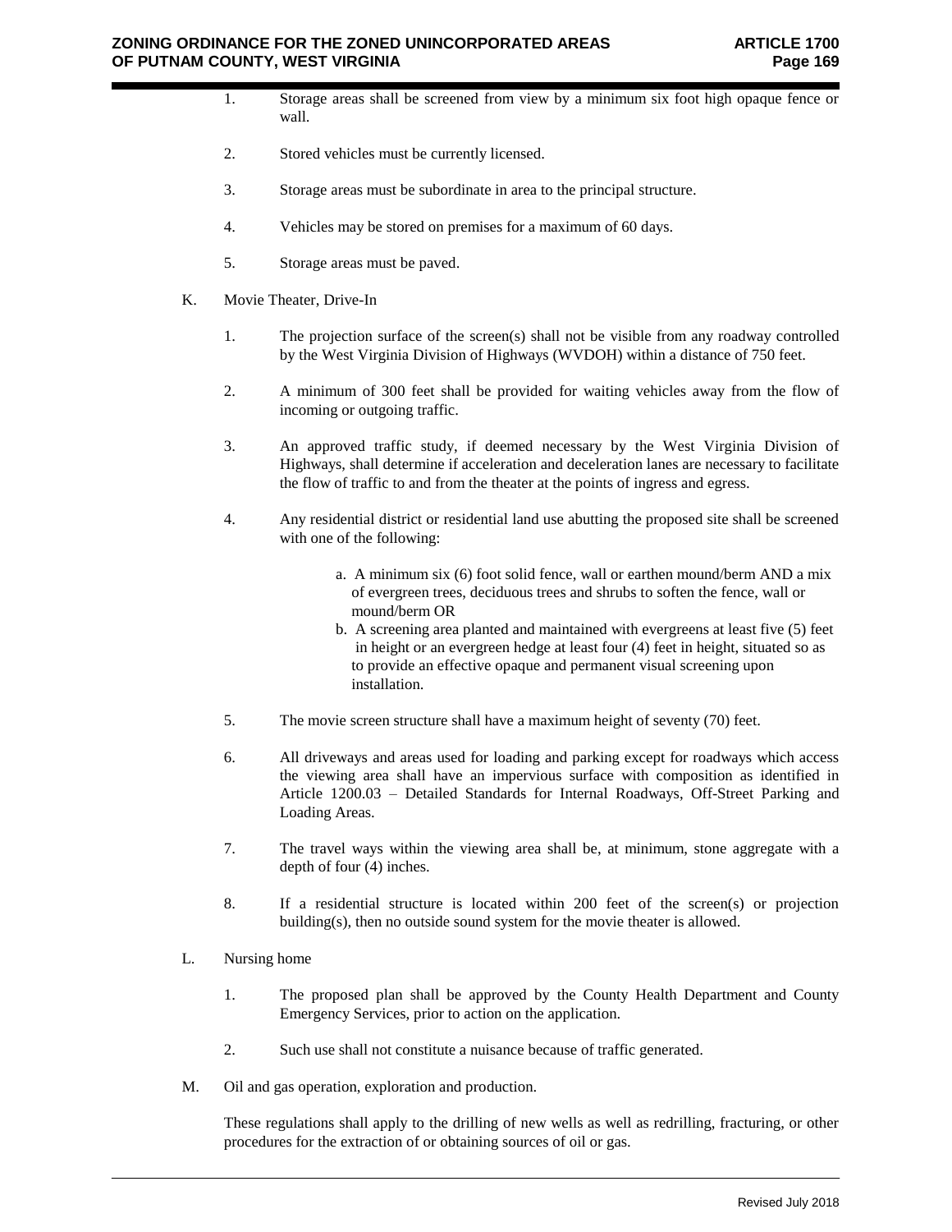1. Storage areas shall be screened from view by a minimum six foot high opaque fence or wall.

2. Stored vehicles must be currently licensed.

3. Storage areas must be subordinate in area to the principal structure.

4. Vehicles may be stored on premises for a maximum of 60 days.

5. Storage areas must be paved.

K. Movie Theater, Drive-In

1. The projection surface of the screen(s) shall not be visible from any roadway controlled by the West Virginia Division of Highways (WVDOH) within a distance of 750 feet.

2. A minimum of 300 feet shall be provided for waiting vehicles away from the flow of incoming or outgoing traffic.

3. An approved traffic study, if deemed necessary by the West Virginia Division of Highways, shall determine if acceleration and deceleration lanes are necessary to facilitate the flow of traffic to and from the theater at the points of ingress and egress.

4. Any residential district or residential land use abutting the proposed site shall be screened with one of the following:

   a. A minimum six (6) foot solid fence, wall or earthen mound/berm AND a mix of evergreen trees, deciduous trees and shrubs to soften the fence, wall or mound/berm OR
   b. A screening area planted and maintained with evergreens at least five (5) feet in height or an evergreen hedge at least four (4) feet in height, situated so as to provide an effective opaque and permanent visual screening upon installation.

5. The movie screen structure shall have a maximum height of seventy (70) feet.

6. All driveways and areas used for loading and parking except for roadways which access the viewing area shall have an impervious surface with composition as identified in Article 1200.03 – Detailed Standards for Internal Roadways, Off-Street Parking and Loading Areas.

7. The travel ways within the viewing area shall be, at minimum, stone aggregate with a depth of four (4) inches.

8. If a residential structure is located within 200 feet of the screen(s) or projection building(s), then no outside sound system for the movie theater is allowed.

L. Nursing home

1. The proposed plan shall be approved by the County Health Department and County Emergency Services, prior to action on the application.

2. Such use shall not constitute a nuisance because of traffic generated.

M. Oil and gas operation, exploration and production.

These regulations shall apply to the drilling of new wells as well as redrilling, fracturing, or other procedures for the extraction of or obtaining sources of oil or gas.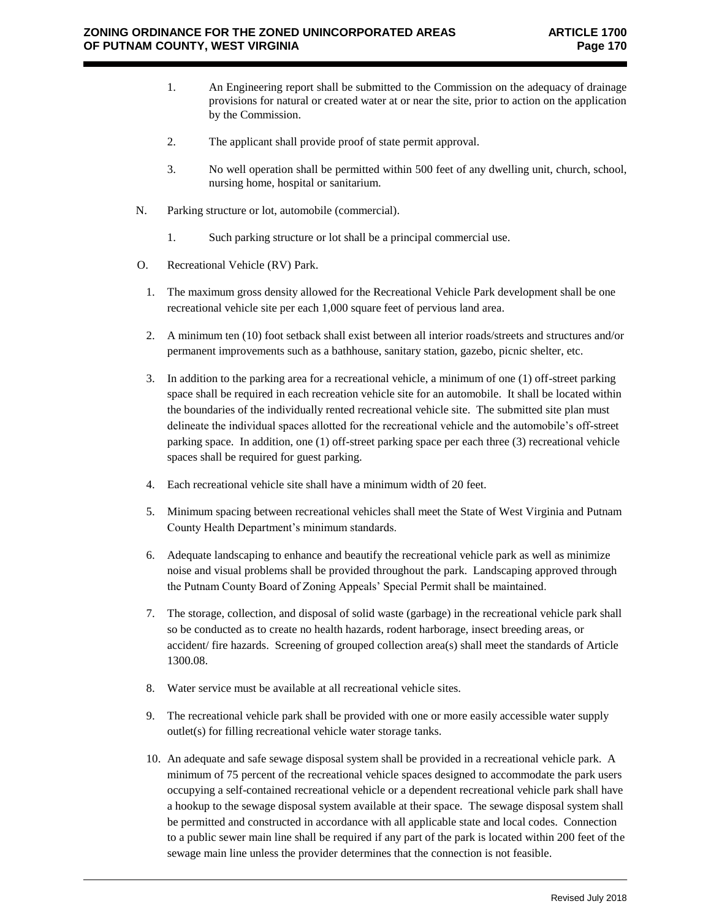1. An Engineering report shall be submitted to the Commission on the adequacy of drainage provisions for natural or created water at or near the site, prior to action on the application by the Commission.

2. The applicant shall provide proof of state permit approval.

3. No well operation shall be permitted within 500 feet of any dwelling unit, church, school, nursing home, hospital or sanitarium.

N. Parking structure or lot, automobile (commercial).

   1. Such parking structure or lot shall be a principal commercial use.

O. Recreational Vehicle (RV) Park.

   1. The maximum gross density allowed for the Recreational Vehicle Park development shall be one recreational vehicle site per each 1,000 square feet of pervious land area.

   2. A minimum ten (10) foot setback shall exist between all interior roads/streets and structures and/or permanent improvements such as a bathhouse, sanitary station, gazebo, picnic shelter, etc.

   3. In addition to the parking area for a recreational vehicle, a minimum of one (1) off-street parking space shall be required in each recreation vehicle site for an automobile. It shall be located within the boundaries of the individually rented recreational vehicle site. The submitted site plan must delineate the individual spaces allotted for the recreational vehicle and the automobile's off-street parking space. In addition, one (1) off-street parking space per each three (3) recreational vehicle spaces shall be required for guest parking.

   4. Each recreational vehicle site shall have a minimum width of 20 feet.

   5. Minimum spacing between recreational vehicles shall meet the State of West Virginia and Putnam County Health Department's minimum standards.

   6. Adequate landscaping to enhance and beautify the recreational vehicle park as well as minimize noise and visual problems shall be provided throughout the park. Landscaping approved through the Putnam County Board of Zoning Appeals' Special Permit shall be maintained.

   7. The storage, collection, and disposal of solid waste (garbage) in the recreational vehicle park shall so be conducted as to create no health hazards, rodent harborage, insect breeding areas, or accident/ fire hazards. Screening of grouped collection area(s) shall meet the standards of Article 1300.08.

   8. Water service must be available at all recreational vehicle sites.

   9. The recreational vehicle park shall be provided with one or more easily accessible water supply outlet(s) for filling recreational vehicle water storage tanks.

   10. An adequate and safe sewage disposal system shall be provided in a recreational vehicle park. A minimum of 75 percent of the recreational vehicle spaces designed to accommodate the park users occupying a self-contained recreational vehicle or a dependent recreational vehicle park shall have a hookup to the sewage disposal system available at their space. The sewage disposal system shall be permitted and constructed in accordance with all applicable state and local codes. Connection to a public sewer main line shall be required if any part of the park is located within 200 feet of the sewage main line unless the provider determines that the connection is not feasible.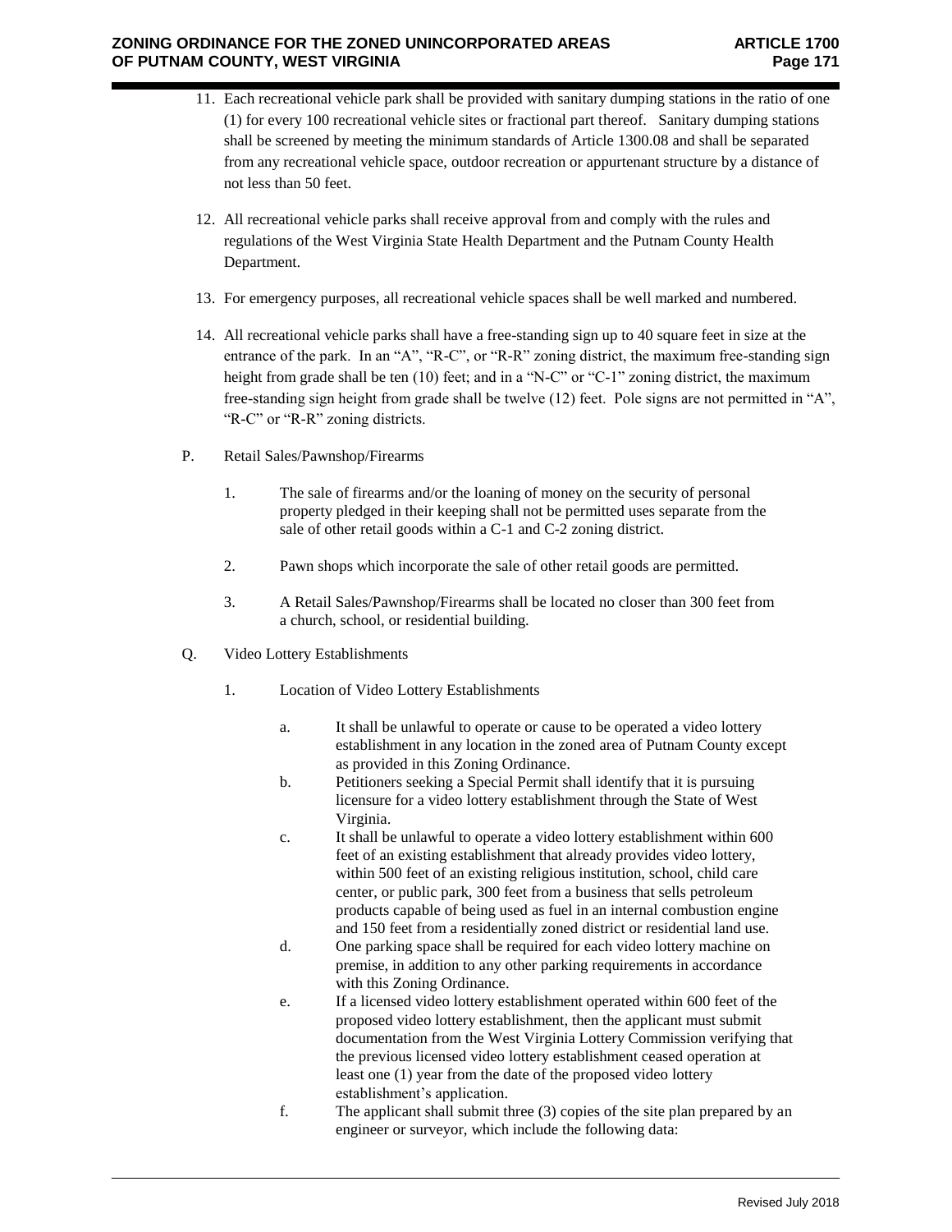11. Each recreational vehicle park shall be provided with sanitary dumping stations in the ratio of one (1) for every 100 recreational vehicle sites or fractional part thereof. Sanitary dumping stations shall be screened by meeting the minimum standards of Article 1300.08 and shall be separated from any recreational vehicle space, outdoor recreation or appurtenant structure by a distance of not less than 50 feet.

12. All recreational vehicle parks shall receive approval from and comply with the rules and regulations of the West Virginia State Health Department and the Putnam County Health Department.

13. For emergency purposes, all recreational vehicle spaces shall be well marked and numbered.

14. All recreational vehicle parks shall have a free-standing sign up to 40 square feet in size at the entrance of the park. In an "A", "R-C", or "R-R" zoning district, the maximum free-standing sign height from grade shall be ten (10) feet; and in a "N-C" or "C-1" zoning district, the maximum free-standing sign height from grade shall be twelve (12) feet. Pole signs are not permitted in "A", "R-C" or "R-R" zoning districts.

P. Retail Sales/Pawnshop/Firearms

1. The sale of firearms and/or the loaning of money on the security of personal property pledged in their keeping shall not be permitted uses separate from the sale of other retail goods within a C-1 and C-2 zoning district.

2. Pawn shops which incorporate the sale of other retail goods are permitted.

3. A Retail Sales/Pawnshop/Firearms shall be located no closer than 300 feet from a church, school, or residential building.

Q. Video Lottery Establishments

1. Location of Video Lottery Establishments

   a. It shall be unlawful to operate or cause to be operated a video lottery establishment in any location in the zoned area of Putnam County except as provided in this Zoning Ordinance.
   
   b. Petitioners seeking a Special Permit shall identify that it is pursuing licensure for a video lottery establishment through the State of West Virginia.
   
   c. It shall be unlawful to operate a video lottery establishment within 600 feet of an existing establishment that already provides video lottery, within 500 feet of an existing religious institution, school, child care center, or public park, 300 feet from a business that sells petroleum products capable of being used as fuel in an internal combustion engine and 150 feet from a residentially zoned district or residential land use.
   
   d. One parking space shall be required for each video lottery machine on premise, in addition to any other parking requirements in accordance with this Zoning Ordinance.
   
   e. If a licensed video lottery establishment operated within 600 feet of the proposed video lottery establishment, then the applicant must submit documentation from the West Virginia Lottery Commission verifying that the previous licensed video lottery establishment ceased operation at least one (1) year from the date of the proposed video lottery establishment's application.
   
   f. The applicant shall submit three (3) copies of the site plan prepared by an engineer or surveyor, which include the following data: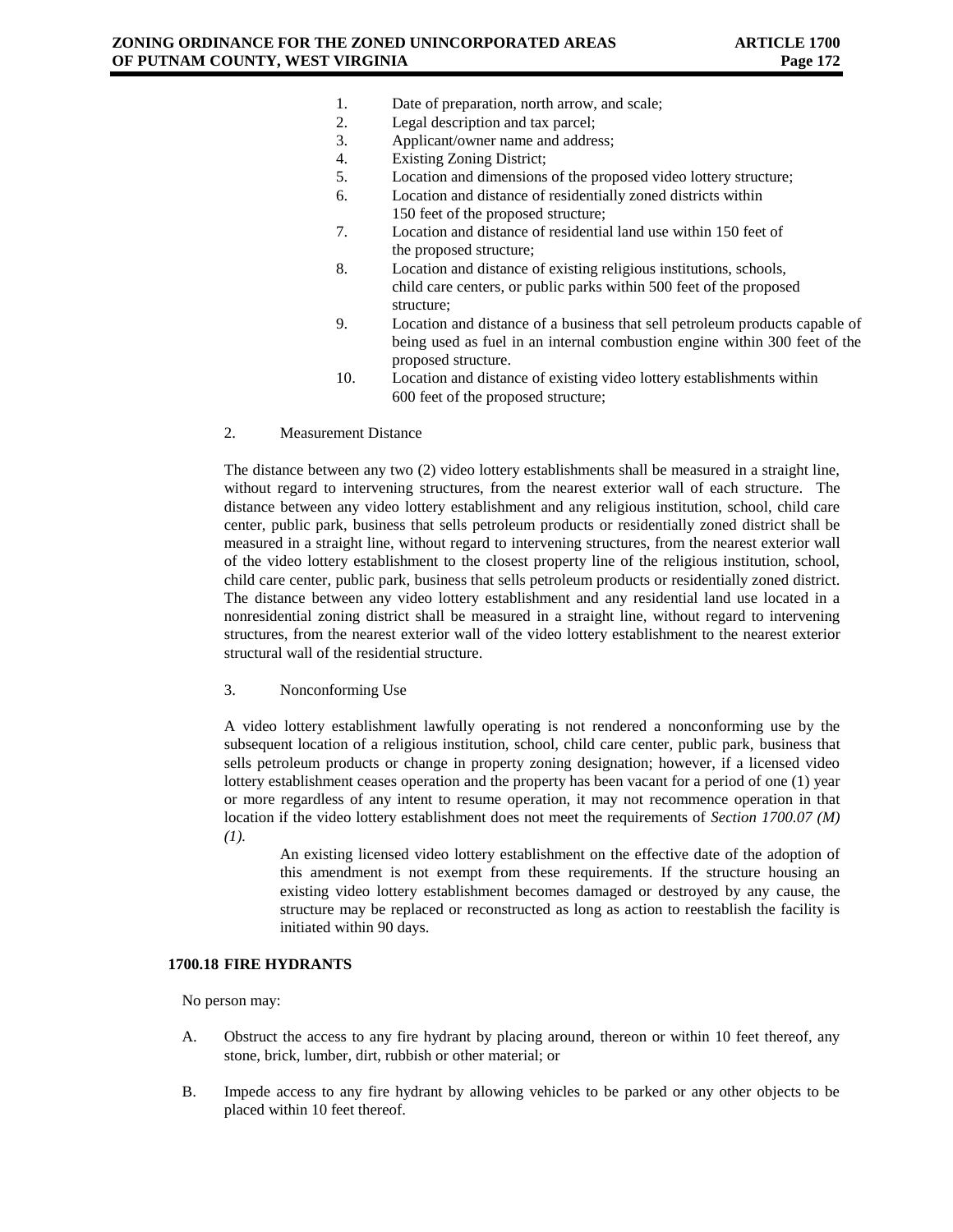1. Date of preparation, north arrow, and scale;
2. Legal description and tax parcel;
3. Applicant/owner name and address;
4. Existing Zoning District;
5. Location and dimensions of the proposed video lottery structure;
6. Location and distance of residentially zoned districts within 150 feet of the proposed structure;
7. Location and distance of residential land use within 150 feet of the proposed structure;
8. Location and distance of existing religious institutions, schools, child care centers, or public parks within 500 feet of the proposed structure;
9. Location and distance of a business that sell petroleum products capable of being used as fuel in an internal combustion engine within 300 feet of the proposed structure.
10. Location and distance of existing video lottery establishments within 600 feet of the proposed structure;

2. Measurement Distance

The distance between any two (2) video lottery establishments shall be measured in a straight line, without regard to intervening structures, from the nearest exterior wall of each structure. The distance between any video lottery establishment and any religious institution, school, child care center, public park, business that sells petroleum products or residentially zoned district shall be measured in a straight line, without regard to intervening structures, from the nearest exterior wall of the video lottery establishment to the closest property line of the religious institution, school, child care center, public park, business that sells petroleum products or residentially zoned district. The distance between any video lottery establishment and any residential land use located in a nonresidential zoning district shall be measured in a straight line, without regard to intervening structures, from the nearest exterior wall of the video lottery establishment to the nearest exterior structural wall of the residential structure.

3. Nonconforming Use

A video lottery establishment lawfully operating is not rendered a nonconforming use by the subsequent location of a religious institution, school, child care center, public park, business that sells petroleum products or change in property zoning designation; however, if a licensed video lottery establishment ceases operation and the property has been vacant for a period of one (1) year or more regardless of any intent to resume operation, it may not recommence operation in that location if the video lottery establishment does not meet the requirements of *Section 1700.07 (M) (1)*.

An existing licensed video lottery establishment on the effective date of the adoption of this amendment is not exempt from these requirements. If the structure housing an existing video lottery establishment becomes damaged or destroyed by any cause, the structure may be replaced or reconstructed as long as action to reestablish the facility is initiated within 90 days.

## 1700.18 FIRE HYDRANTS

No person may:

A. Obstruct the access to any fire hydrant by placing around, thereon or within 10 feet thereof, any stone, brick, lumber, dirt, rubbish or other material; or

B. Impede access to any fire hydrant by allowing vehicles to be parked or any other objects to be placed within 10 feet thereof.